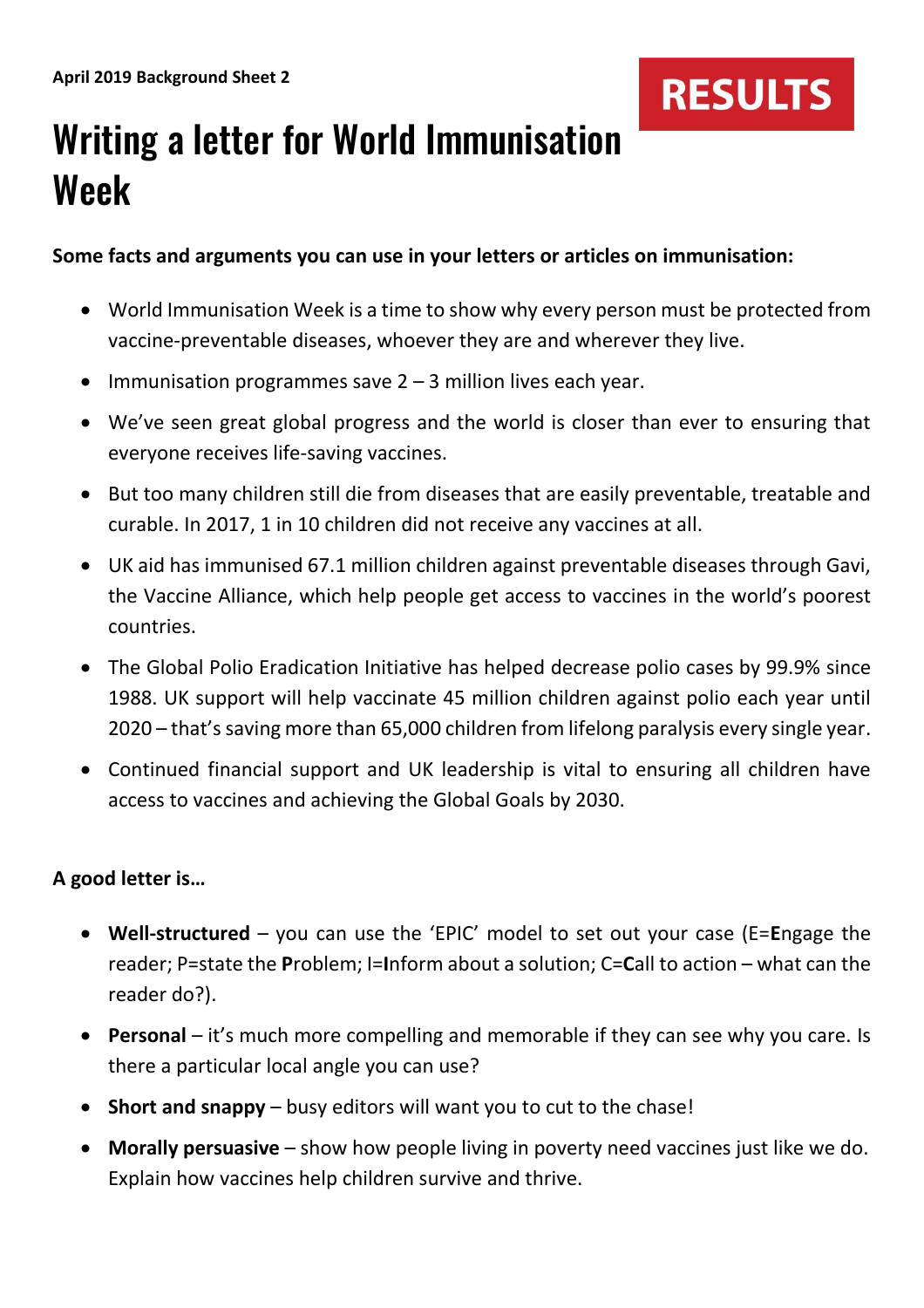April 2019 Background Sheet 2

RESULTS

# Writing a letter for World Immunisation Week

**Some facts and arguments you can use in your letters or articles on immunisation:**

- World Immunisation Week is a time to show why every person must be protected from vaccine-preventable diseases, whoever they are and wherever they live.
- Immunisation programmes save 2 – 3 million lives each year.
- We've seen great global progress and the world is closer than ever to ensuring that everyone receives life-saving vaccines.
- But too many children still die from diseases that are easily preventable, treatable and curable. In 2017, 1 in 10 children did not receive any vaccines at all.
- UK aid has immunised 67.1 million children against preventable diseases through Gavi, the Vaccine Alliance, which help people get access to vaccines in the world's poorest countries.
- The Global Polio Eradication Initiative has helped decrease polio cases by 99.9% since 1988. UK support will help vaccinate 45 million children against polio each year until 2020 – that's saving more than 65,000 children from lifelong paralysis every single year.
- Continued financial support and UK leadership is vital to ensuring all children have access to vaccines and achieving the Global Goals by 2030.

**A good letter is…**

- **Well-structured** – you can use the 'EPIC' model to set out your case (E=**E**ngage the reader; P=state the **P**roblem; I=**I**nform about a solution; C=**C**all to action – what can the reader do?).
- **Personal** – it's much more compelling and memorable if they can see why you care. Is there a particular local angle you can use?
- **Short and snappy** – busy editors will want you to cut to the chase!
- **Morally persuasive** – show how people living in poverty need vaccines just like we do. Explain how vaccines help children survive and thrive.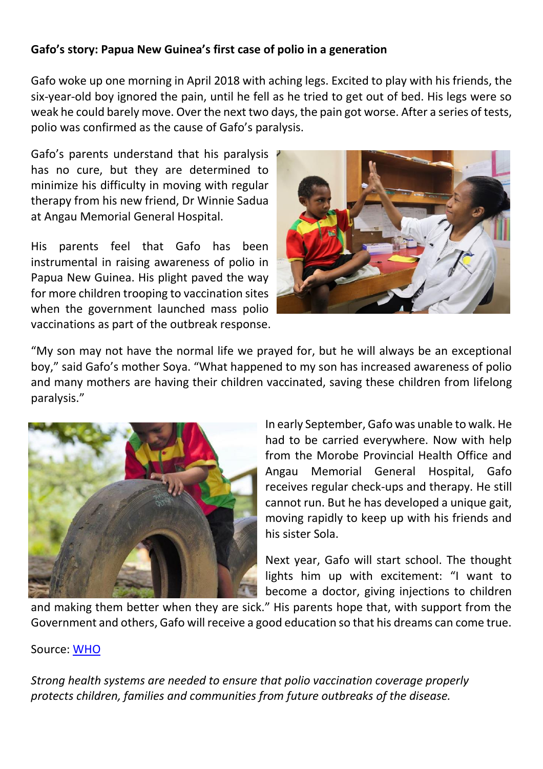**Gafo's story: Papua New Guinea's first case of polio in a generation**

Gafo woke up one morning in April 2018 with aching legs. Excited to play with his friends, the six-year-old boy ignored the pain, until he fell as he tried to get out of bed. His legs were so weak he could barely move. Over the next two days, the pain got worse. After a series of tests, polio was confirmed as the cause of Gafo's paralysis.

Gafo's parents understand that his paralysis has no cure, but they are determined to minimize his difficulty in moving with regular therapy from his new friend, Dr Winnie Sadua at Angau Memorial General Hospital.

His parents feel that Gafo has been instrumental in raising awareness of polio in Papua New Guinea. His plight paved the way for more children trooping to vaccination sites when the government launched mass polio vaccinations as part of the outbreak response.

"My son may not have the normal life we prayed for, but he will always be an exceptional boy," said Gafo's mother Soya. "What happened to my son has increased awareness of polio and many mothers are having their children vaccinated, saving these children from lifelong paralysis."

In early September, Gafo was unable to walk. He had to be carried everywhere. Now with help from the Morobe Provincial Health Office and Angau Memorial General Hospital, Gafo receives regular check-ups and therapy. He still cannot run. But he has developed a unique gait, moving rapidly to keep up with his friends and his sister Sola.

Next year, Gafo will start school. The thought lights him up with excitement: "I want to become a doctor, giving injections to children and making them better when they are sick." His parents hope that, with support from the Government and others, Gafo will receive a good education so that his dreams can come true.

Source: WHO

*Strong health systems are needed to ensure that polio vaccination coverage properly protects children, families and communities from future outbreaks of the disease.*